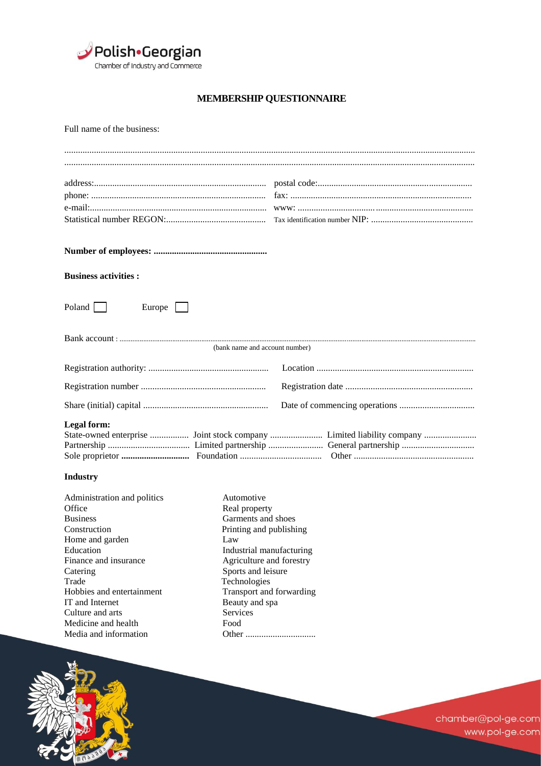Polish•Georgian
Chamber of Industry and Commerce

# MEMBERSHIP QUESTIONNAIRE

Full name of the business:

.................................................................................................................................................................
.................................................................................................................................................................

address:........................................................................... postal code:..................................................................
phone: ............................................................................ fax: ..............................................................................
e-mail:............................................................................. www: ............................................................................
Statistical number REGON:............................................ Tax identification number NIP: ............................................

**Number of employees: .................................................**

**Business activities :**

Poland ☐ Europe ☐

Bank account : .................................................................................................................................................
(bank name and account number)

Registration authority: .................................................... Location ....................................................................

Registration number ...................................................... Registration date .......................................................

Share (initial) capital ...................................................... Date of commencing operations ................................

**Legal form:**

State-owned enterprise ................. Joint stock company ....................... Limited liability company .......................
Partnership .................................... Limited partnership ........................ General partnership ................................
Sole proprietor **.............................** Foundation .................................... Other .....................................................

**Industry**

| | |
|---|---|
| Administration and politics | Automotive |
| Office | Real property |
| Business | Garments and shoes |
| Construction | Printing and publishing |
| Home and garden | Law |
| Education | Industrial manufacturing |
| Finance and insurance | Agriculture and forestry |
| Catering | Sports and leisure |
| Trade | Technologies |
| Hobbies and entertainment | Transport and forwarding |
| IT and Internet | Beauty and spa |
| Culture and arts | Services |
| Medicine and health | Food |
| Media and information | Other ............................... |

chamber@pol-ge.com
www.pol-ge.com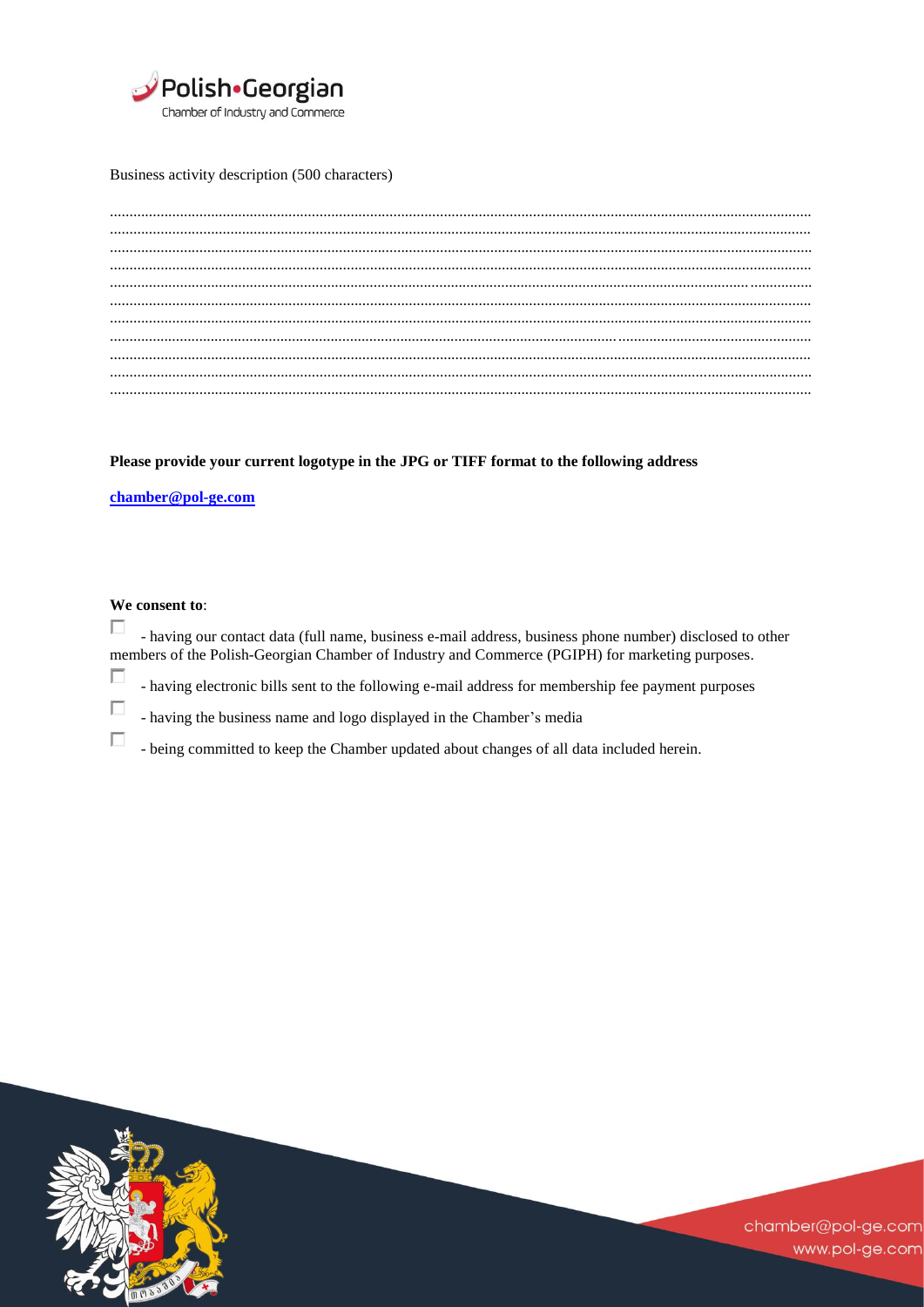Business activity description (500 characters)

..........................................................................................................................................................................
..........................................................................................................................................................................
..........................................................................................................................................................................
..........................................................................................................................................................................
..........................................................................................................................................................................
..........................................................................................................................................................................
..........................................................................................................................................................................
..........................................................................................................................................................................
..........................................................................................................................................................................
..........................................................................................................................................................................
..........................................................................................................................................................................

**Please provide your current logotype in the JPG or TIFF format to the following address**

**[chamber@pol-ge.com](mailto:chamber@pol-ge.com)**

**We consent to**:

☐ - having our contact data (full name, business e-mail address, business phone number) disclosed to other members of the Polish-Georgian Chamber of Industry and Commerce (PGIPH) for marketing purposes.

☐ - having electronic bills sent to the following e-mail address for membership fee payment purposes

☐ - having the business name and logo displayed in the Chamber's media

☐ - being committed to keep the Chamber updated about changes of all data included herein.